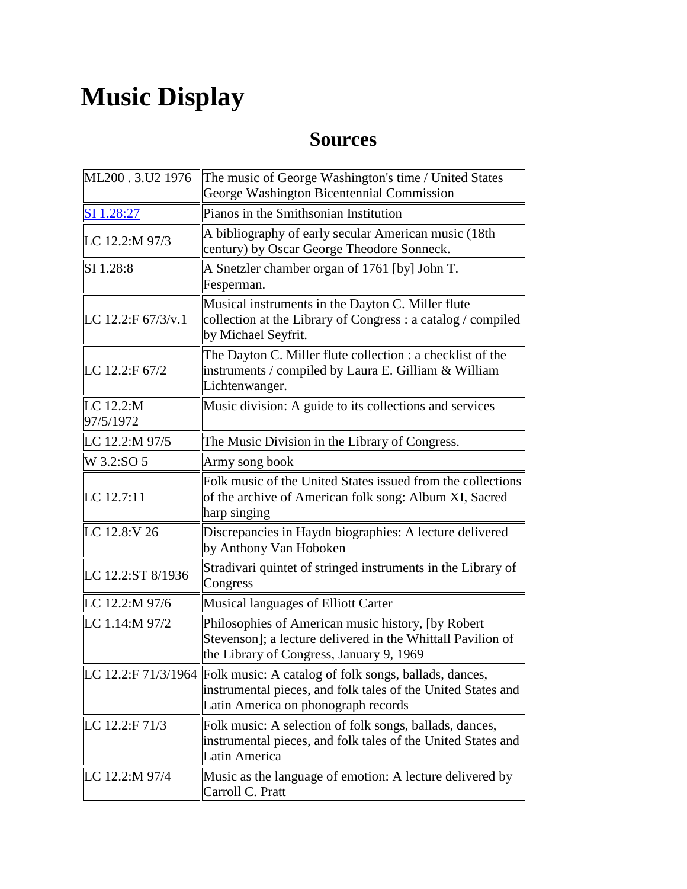# Music Display

## Sources

| | |
|---|---|
| ML200 . 3.U2 1976 | The music of George Washington's time / United States George Washington Bicentennial Commission |
| SI 1.28:27 | Pianos in the Smithsonian Institution |
| LC 12.2:M 97/3 | A bibliography of early secular American music (18th century) by Oscar George Theodore Sonneck. |
| SI 1.28:8 | A Snetzler chamber organ of 1761 [by] John T. Fesperman. |
| LC 12.2:F 67/3/v.1 | Musical instruments in the Dayton C. Miller flute collection at the Library of Congress : a catalog / compiled by Michael Seyfrit. |
| LC 12.2:F 67/2 | The Dayton C. Miller flute collection : a checklist of the instruments / compiled by Laura E. Gilliam & William Lichtenwanger. |
| LC 12.2:M 97/5/1972 | Music division: A guide to its collections and services |
| LC 12.2:M 97/5 | The Music Division in the Library of Congress. |
| W 3.2:SO 5 | Army song book |
| LC 12.7:11 | Folk music of the United States issued from the collections of the archive of American folk song: Album XI, Sacred harp singing |
| LC 12.8:V 26 | Discrepancies in Haydn biographies: A lecture delivered by Anthony Van Hoboken |
| LC 12.2:ST 8/1936 | Stradivari quintet of stringed instruments in the Library of Congress |
| LC 12.2:M 97/6 | Musical languages of Elliott Carter |
| LC 1.14:M 97/2 | Philosophies of American music history, [by Robert Stevenson]; a lecture delivered in the Whittall Pavilion of the Library of Congress, January 9, 1969 |
| LC 12.2:F 71/3/1964 | Folk music: A catalog of folk songs, ballads, dances, instrumental pieces, and folk tales of the United States and Latin America on phonograph records |
| LC 12.2:F 71/3 | Folk music: A selection of folk songs, ballads, dances, instrumental pieces, and folk tales of the United States and Latin America |
| LC 12.2:M 97/4 | Music as the language of emotion: A lecture delivered by Carroll C. Pratt |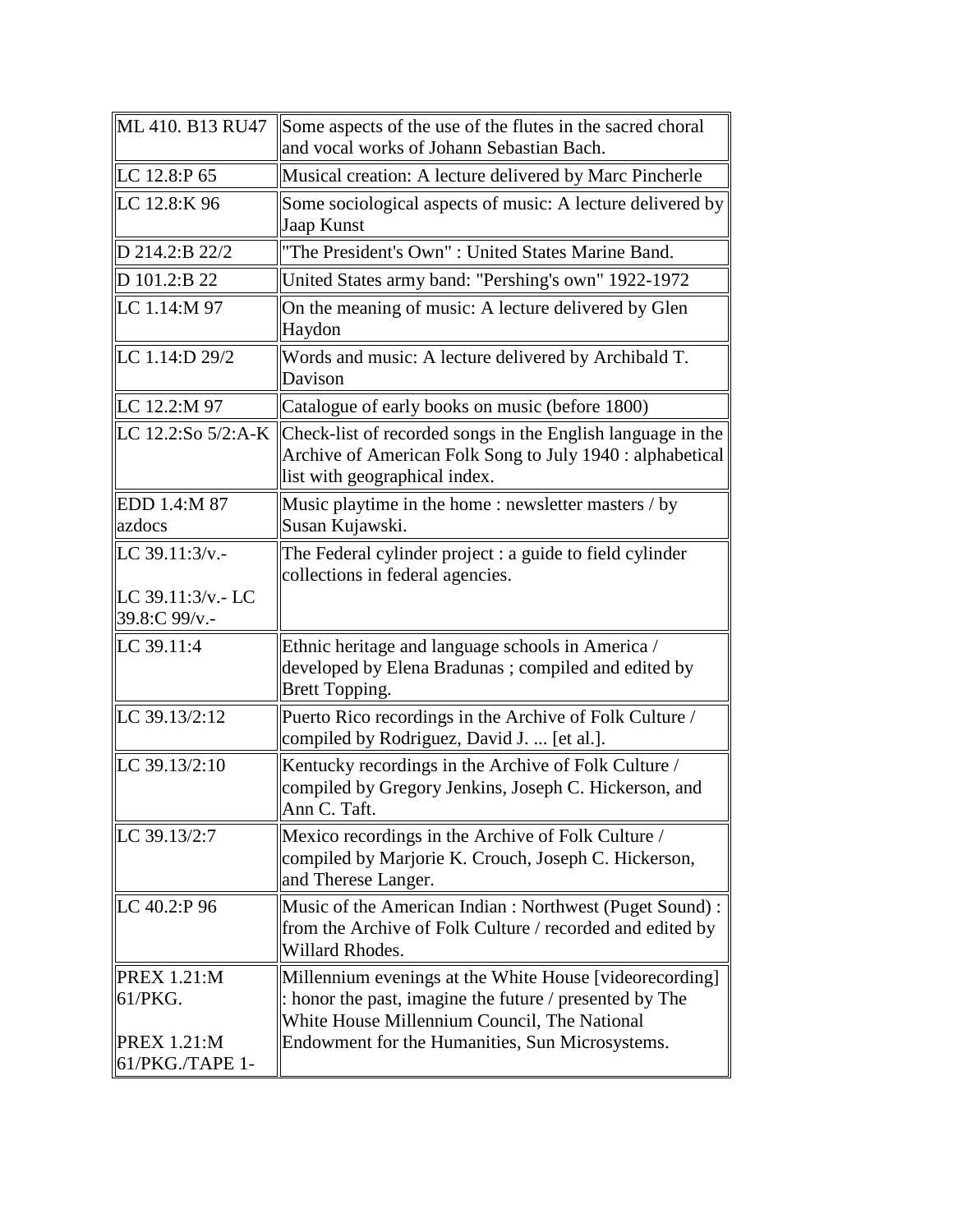| | |
|---|---|
| ML 410. B13 RU47 | Some aspects of the use of the flutes in the sacred choral and vocal works of Johann Sebastian Bach. |
| LC 12.8:P 65 | Musical creation: A lecture delivered by Marc Pincherle |
| LC 12.8:K 96 | Some sociological aspects of music: A lecture delivered by Jaap Kunst |
| D 214.2:B 22/2 | "The President's Own" : United States Marine Band. |
| D 101.2:B 22 | United States army band: "Pershing's own" 1922-1972 |
| LC 1.14:M 97 | On the meaning of music: A lecture delivered by Glen Haydon |
| LC 1.14:D 29/2 | Words and music: A lecture delivered by Archibald T. Davison |
| LC 12.2:M 97 | Catalogue of early books on music (before 1800) |
| LC 12.2:So 5/2:A-K | Check-list of recorded songs in the English language in the Archive of American Folk Song to July 1940 : alphabetical list with geographical index. |
| EDD 1.4:M 87 azdocs | Music playtime in the home : newsletter masters / by Susan Kujawski. |
| LC 39.11:3/v.- <br><br> LC 39.11:3/v.- LC 39.8:C 99/v.- | The Federal cylinder project : a guide to field cylinder collections in federal agencies. |
| LC 39.11:4 | Ethnic heritage and language schools in America / developed by Elena Bradunas ; compiled and edited by Brett Topping. |
| LC 39.13/2:12 | Puerto Rico recordings in the Archive of Folk Culture / compiled by Rodriguez, David J. ... [et al.]. |
| LC 39.13/2:10 | Kentucky recordings in the Archive of Folk Culture / compiled by Gregory Jenkins, Joseph C. Hickerson, and Ann C. Taft. |
| LC 39.13/2:7 | Mexico recordings in the Archive of Folk Culture / compiled by Marjorie K. Crouch, Joseph C. Hickerson, and Therese Langer. |
| LC 40.2:P 96 | Music of the American Indian : Northwest (Puget Sound) : from the Archive of Folk Culture / recorded and edited by Willard Rhodes. |
| PREX 1.21:M 61/PKG. <br><br> PREX 1.21:M 61/PKG./TAPE 1- | Millennium evenings at the White House [videorecording] : honor the past, imagine the future / presented by The White House Millennium Council, The National Endowment for the Humanities, Sun Microsystems. |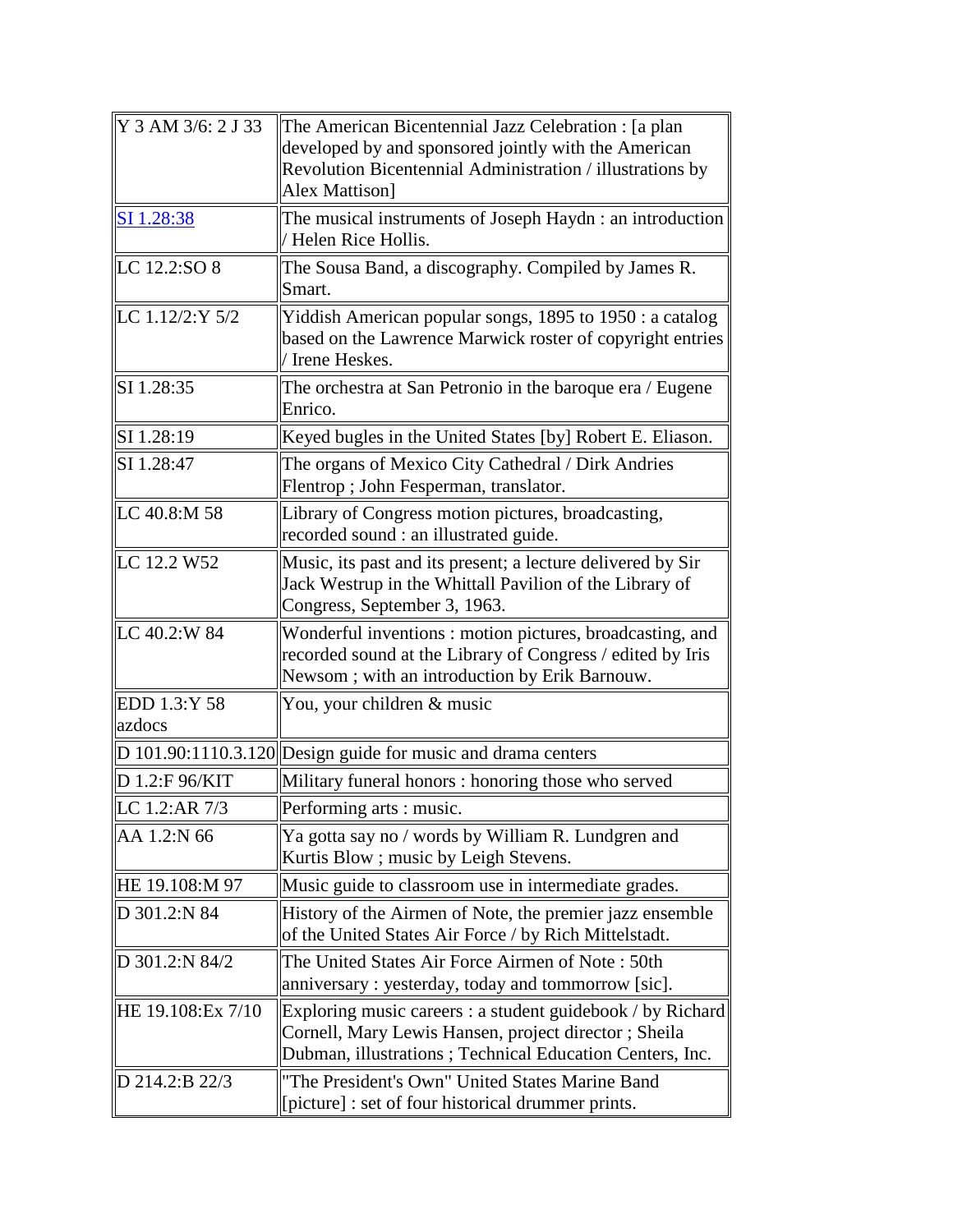| | |
|---|---|
| Y 3 AM 3/6: 2 J 33 | The American Bicentennial Jazz Celebration : [a plan developed by and sponsored jointly with the American Revolution Bicentennial Administration / illustrations by Alex Mattison] |
| SI 1.28:38 | The musical instruments of Joseph Haydn : an introduction / Helen Rice Hollis. |
| LC 12.2:SO 8 | The Sousa Band, a discography. Compiled by James R. Smart. |
| LC 1.12/2:Y 5/2 | Yiddish American popular songs, 1895 to 1950 : a catalog based on the Lawrence Marwick roster of copyright entries / Irene Heskes. |
| SI 1.28:35 | The orchestra at San Petronio in the baroque era / Eugene Enrico. |
| SI 1.28:19 | Keyed bugles in the United States [by] Robert E. Eliason. |
| SI 1.28:47 | The organs of Mexico City Cathedral / Dirk Andries Flentrop ; John Fesperman, translator. |
| LC 40.8:M 58 | Library of Congress motion pictures, broadcasting, recorded sound : an illustrated guide. |
| LC 12.2 W52 | Music, its past and its present; a lecture delivered by Sir Jack Westrup in the Whittall Pavilion of the Library of Congress, September 3, 1963. |
| LC 40.2:W 84 | Wonderful inventions : motion pictures, broadcasting, and recorded sound at the Library of Congress / edited by Iris Newsom ; with an introduction by Erik Barnouw. |
| EDD 1.3:Y 58 azdocs | You, your children & music |
| D 101.90:1110.3.120 | Design guide for music and drama centers |
| D 1.2:F 96/KIT | Military funeral honors : honoring those who served |
| LC 1.2:AR 7/3 | Performing arts : music. |
| AA 1.2:N 66 | Ya gotta say no / words by William R. Lundgren and Kurtis Blow ; music by Leigh Stevens. |
| HE 19.108:M 97 | Music guide to classroom use in intermediate grades. |
| D 301.2:N 84 | History of the Airmen of Note, the premier jazz ensemble of the United States Air Force / by Rich Mittelstadt. |
| D 301.2:N 84/2 | The United States Air Force Airmen of Note : 50th anniversary : yesterday, today and tommorrow [sic]. |
| HE 19.108:Ex 7/10 | Exploring music careers : a student guidebook / by Richard Cornell, Mary Lewis Hansen, project director ; Sheila Dubman, illustrations ; Technical Education Centers, Inc. |
| D 214.2:B 22/3 | "The President's Own" United States Marine Band [picture] : set of four historical drummer prints. |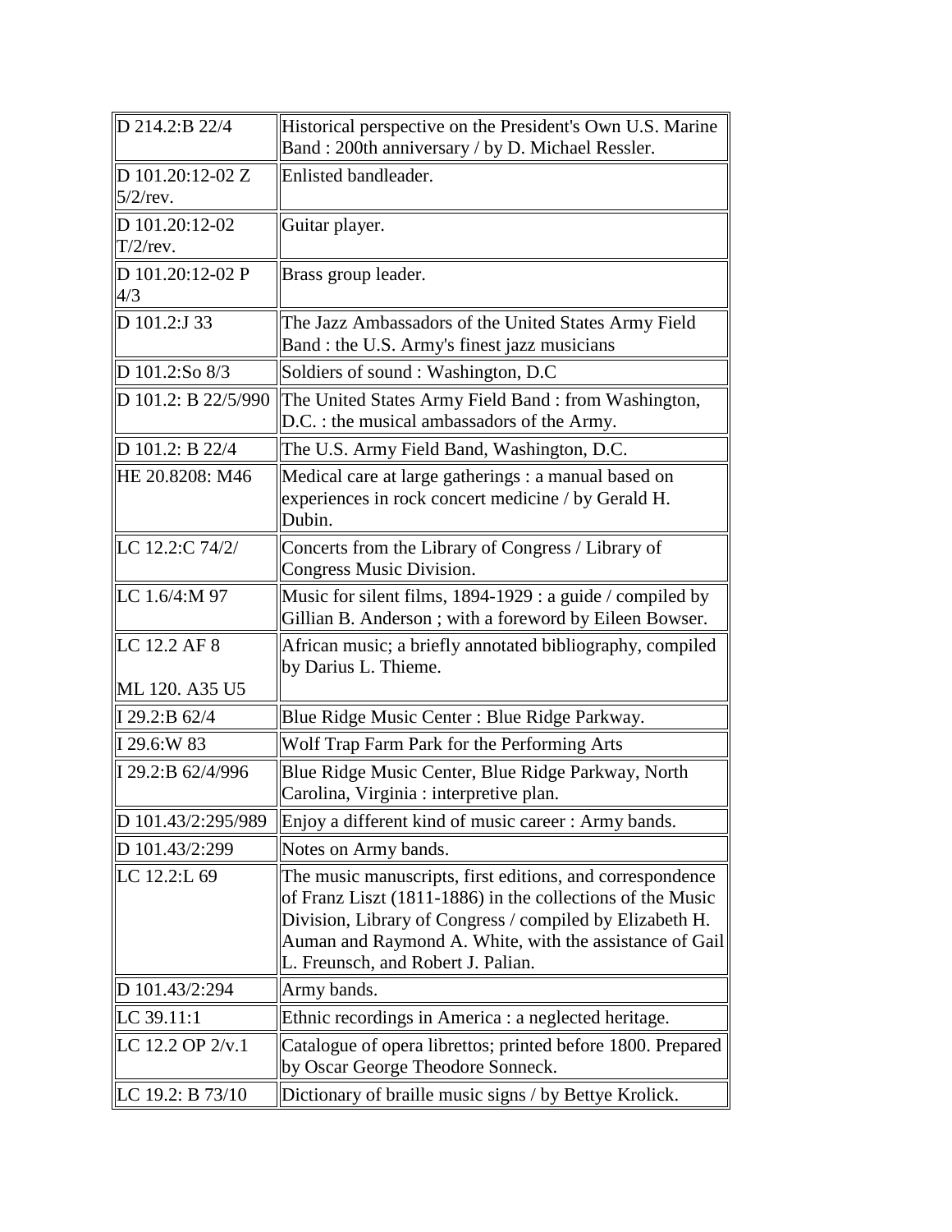| | |
|---|---|
| D 214.2:B 22/4 | Historical perspective on the President's Own U.S. Marine Band : 200th anniversary / by D. Michael Ressler. |
| D 101.20:12-02 Z 5/2/rev. | Enlisted bandleader. |
| D 101.20:12-02 T/2/rev. | Guitar player. |
| D 101.20:12-02 P 4/3 | Brass group leader. |
| D 101.2:J 33 | The Jazz Ambassadors of the United States Army Field Band : the U.S. Army's finest jazz musicians |
| D 101.2:So 8/3 | Soldiers of sound : Washington, D.C |
| D 101.2: B 22/5/990 | The United States Army Field Band : from Washington, D.C. : the musical ambassadors of the Army. |
| D 101.2: B 22/4 | The U.S. Army Field Band, Washington, D.C. |
| HE 20.8208: M46 | Medical care at large gatherings : a manual based on experiences in rock concert medicine / by Gerald H. Dubin. |
| LC 12.2:C 74/2/ | Concerts from the Library of Congress / Library of Congress Music Division. |
| LC 1.6/4:M 97 | Music for silent films, 1894-1929 : a guide / compiled by Gillian B. Anderson ; with a foreword by Eileen Bowser. |
| LC 12.2 AF 8<br><br>ML 120. A35 U5 | African music; a briefly annotated bibliography, compiled by Darius L. Thieme. |
| I 29.2:B 62/4 | Blue Ridge Music Center : Blue Ridge Parkway. |
| I 29.6:W 83 | Wolf Trap Farm Park for the Performing Arts |
| I 29.2:B 62/4/996 | Blue Ridge Music Center, Blue Ridge Parkway, North Carolina, Virginia : interpretive plan. |
| D 101.43/2:295/989 | Enjoy a different kind of music career : Army bands. |
| D 101.43/2:299 | Notes on Army bands. |
| LC 12.2:L 69 | The music manuscripts, first editions, and correspondence of Franz Liszt (1811-1886) in the collections of the Music Division, Library of Congress / compiled by Elizabeth H. Auman and Raymond A. White, with the assistance of Gail L. Freunsch, and Robert J. Palian. |
| D 101.43/2:294 | Army bands. |
| LC 39.11:1 | Ethnic recordings in America : a neglected heritage. |
| LC 12.2 OP 2/v.1 | Catalogue of opera librettos; printed before 1800. Prepared by Oscar George Theodore Sonneck. |
| LC 19.2: B 73/10 | Dictionary of braille music signs / by Bettye Krolick. |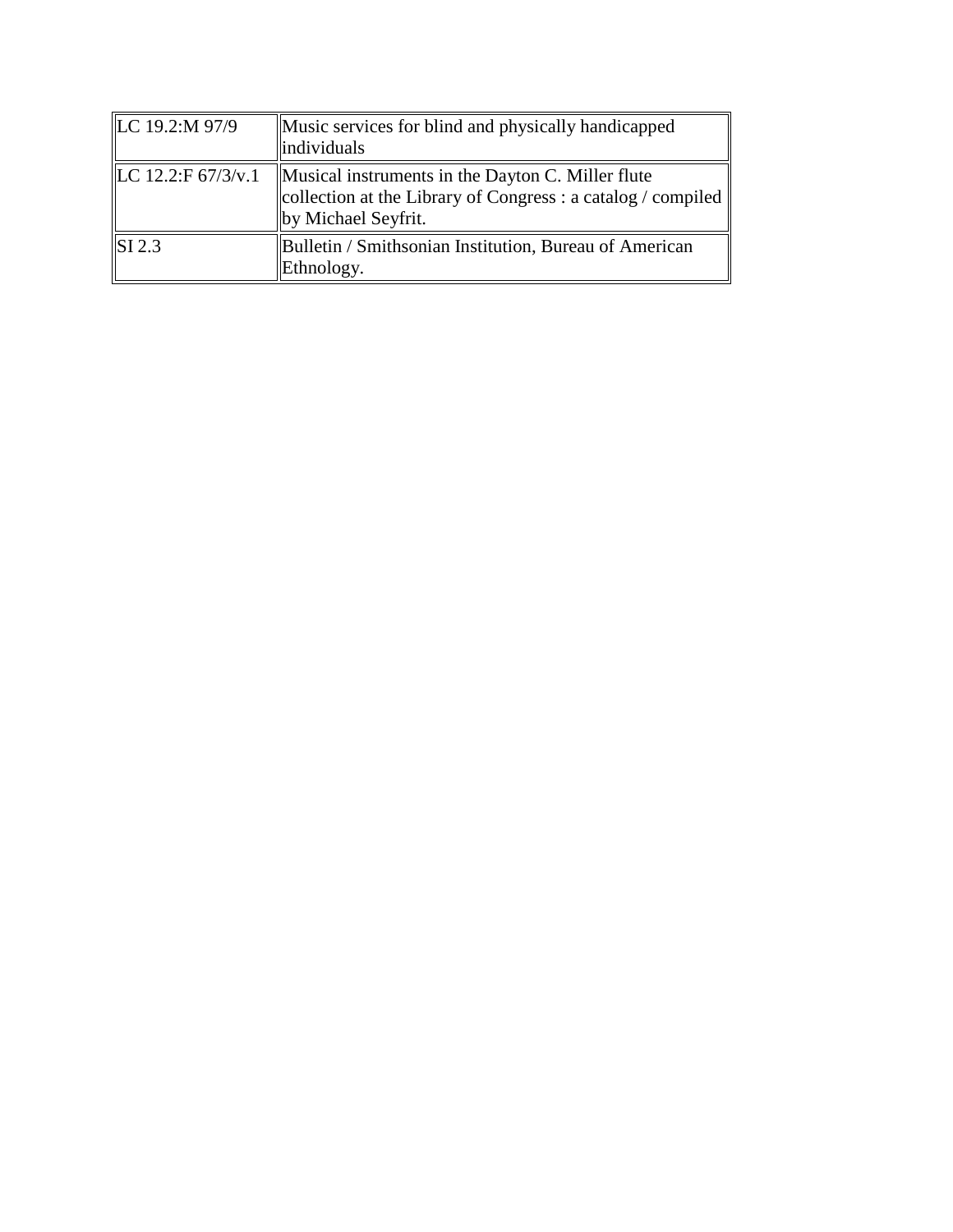| | |
|---|---|
| LC 19.2:M 97/9 | Music services for blind and physically handicapped individuals |
| LC 12.2:F 67/3/v.1 | Musical instruments in the Dayton C. Miller flute collection at the Library of Congress : a catalog / compiled by Michael Seyfrit. |
| SI 2.3 | Bulletin / Smithsonian Institution, Bureau of American Ethnology. |